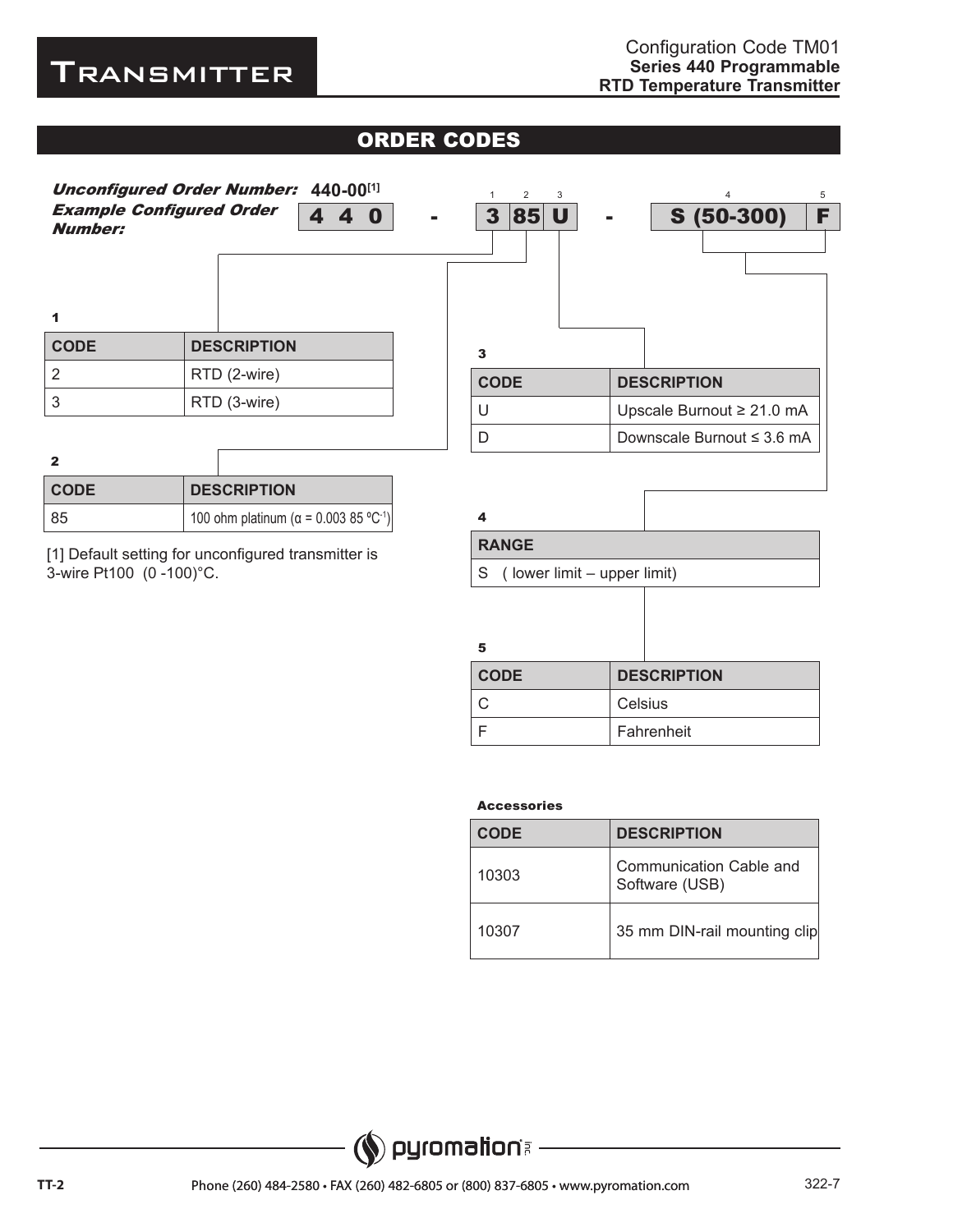# Transmitter

Configuration Code TM01
**Series 440 Programmable**
**RTD Temperature Transmitter**

## ORDER CODES

***Unconfigured Order Number:*** **440-00**[1]

***Example Configured Order Number:***

| 4 4 0 | - | 3 | 85 | U | - | S (50-300) | F |
|---|---|---|---|---|---|---|---|
| | | 1 | 2 | 3 | | 4 | 5 |

**1**

| CODE | DESCRIPTION |
|---|---|
| 2 | RTD (2-wire) |
| 3 | RTD (3-wire) |

**2**

| CODE | DESCRIPTION |
|---|---|
| 85 | 100 ohm platinum (α = 0.003 85 °C$^{-1}$) |

[1] Default setting for unconfigured transmitter is 3-wire Pt100 (0 -100)°C.

**3**

| CODE | DESCRIPTION |
|---|---|
| U | Upscale Burnout ≥ 21.0 mA |
| D | Downscale Burnout ≤ 3.6 mA |

**4**

| RANGE |
|---|
| S ( lower limit – upper limit) |

**5**

| CODE | DESCRIPTION |
|---|---|
| C | Celsius |
| F | Fahrenheit |

**Accessories**

| CODE | DESCRIPTION |
|---|---|
| 10303 | Communication Cable and Software (USB) |
| 10307 | 35 mm DIN-rail mounting clip |

Phone (260) 484-2580 • FAX (260) 482-6805 or (800) 837-6805 • www.pyromation.com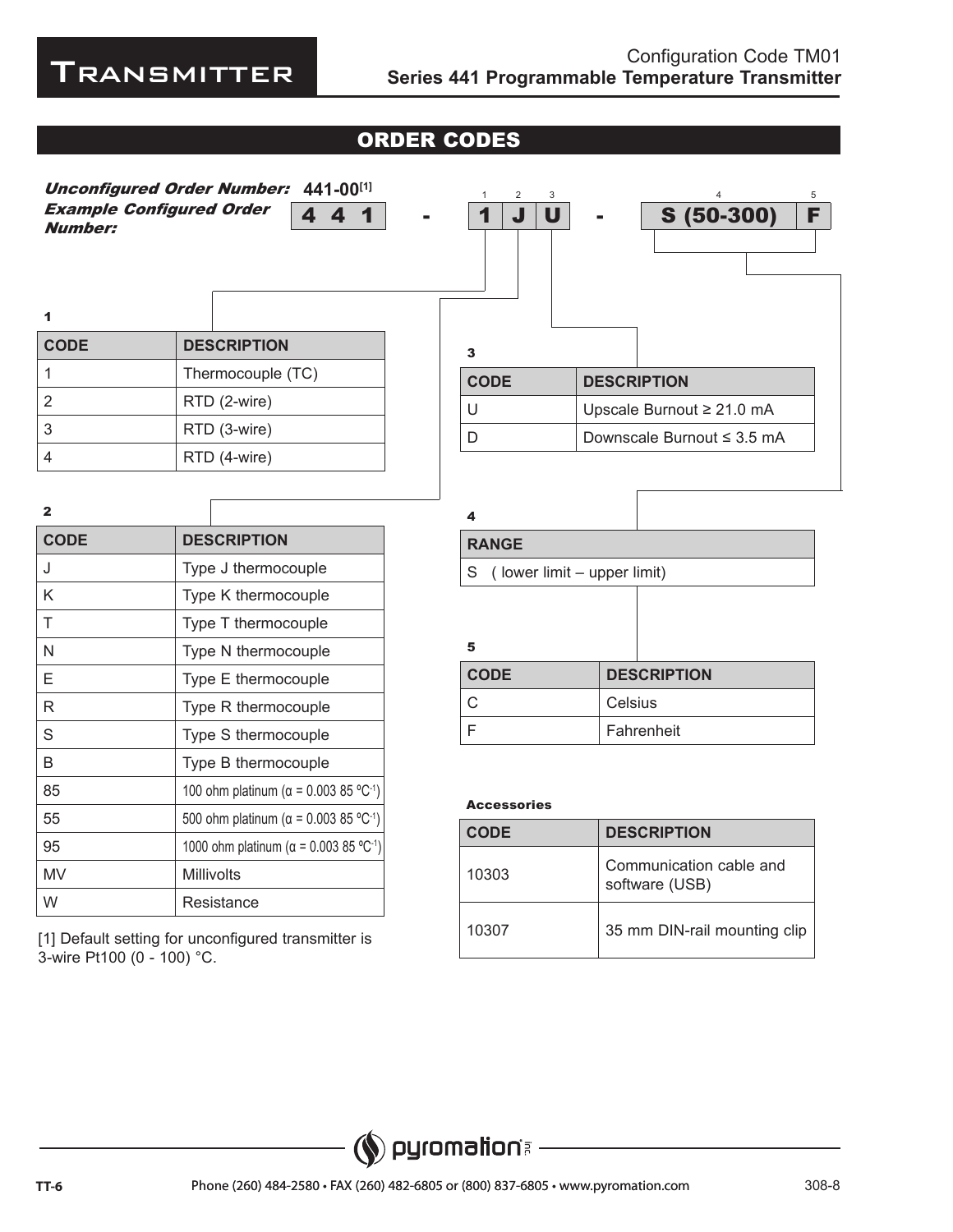## ORDER CODES

***Unconfigured Order Number:*** 441-00[1]

***Example Configured Order Number:*** 4 4 1 - 1 J U - S (50-300) F

(Positions: 1 = 1, 2 = J, 3 = U, 4 = S (50-300), 5 = F)

**1**

| CODE | DESCRIPTION |
|---|---|
| 1 | Thermocouple (TC) |
| 2 | RTD (2-wire) |
| 3 | RTD (3-wire) |
| 4 | RTD (4-wire) |

**2**

| CODE | DESCRIPTION |
|---|---|
| J | Type J thermocouple |
| K | Type K thermocouple |
| T | Type T thermocouple |
| N | Type N thermocouple |
| E | Type E thermocouple |
| R | Type R thermocouple |
| S | Type S thermocouple |
| B | Type B thermocouple |
| 85 | 100 ohm platinum ($\alpha$ = 0.003 85 ºC$^{-1}$) |
| 55 | 500 ohm platinum ($\alpha$ = 0.003 85 ºC$^{-1}$) |
| 95 | 1000 ohm platinum ($\alpha$ = 0.003 85 ºC$^{-1}$) |
| MV | Millivolts |
| W | Resistance |

[1] Default setting for unconfigured transmitter is 3-wire Pt100 (0 - 100) °C.

**3**

| CODE | DESCRIPTION |
|---|---|
| U | Upscale Burnout ≥ 21.0 mA |
| D | Downscale Burnout ≤ 3.5 mA |

**4**

| RANGE |
|---|
| S ( lower limit – upper limit) |

**5**

| CODE | DESCRIPTION |
|---|---|
| C | Celsius |
| F | Fahrenheit |

**Accessories**

| CODE | DESCRIPTION |
|---|---|
| 10303 | Communication cable and software (USB) |
| 10307 | 35 mm DIN-rail mounting clip |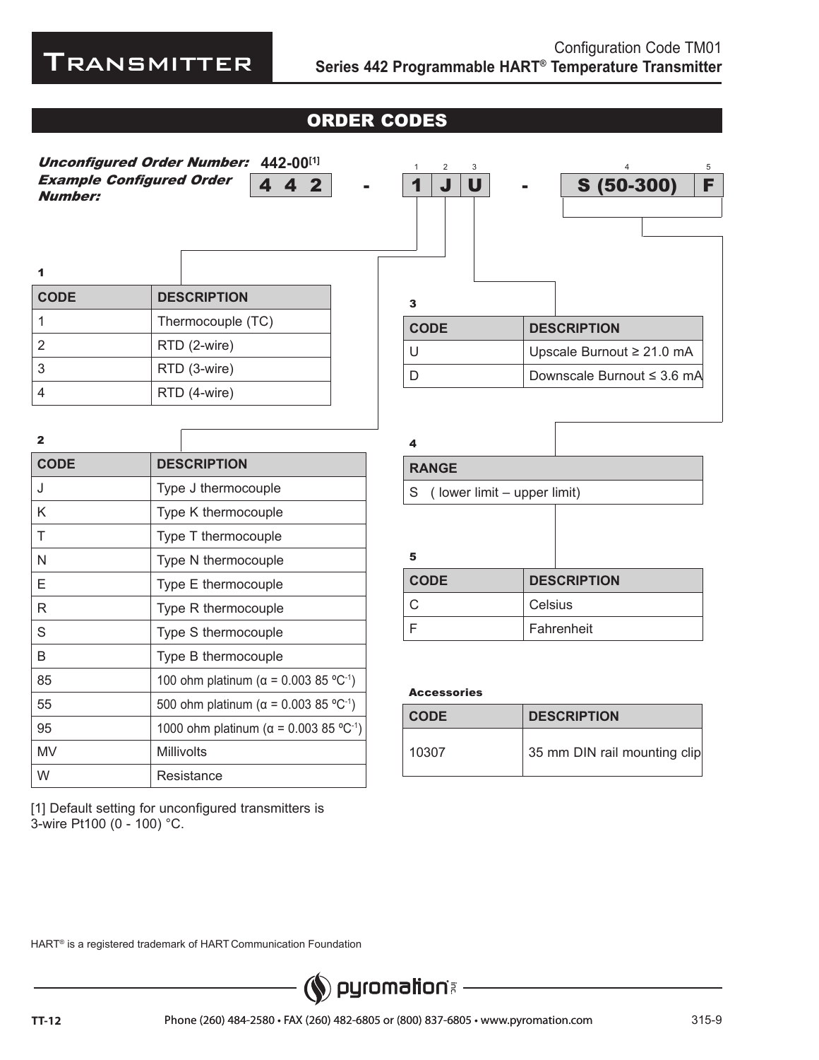## ORDER CODES

***Unconfigured Order Number:*** **442-00**[1]

***Example Configured Order Number:***

| | | | | | | | | |
|---|---|---|---|---|---|---|---|---|
| | | 1 | 2 | 3 | | 4 | 5 |
| **4 4 2** | - | **1** | **J** | **U** | - | **S (50-300)** | **F** |

**1**

| CODE | DESCRIPTION |
|---|---|
| 1 | Thermocouple (TC) |
| 2 | RTD (2-wire) |
| 3 | RTD (3-wire) |
| 4 | RTD (4-wire) |

**2**

| CODE | DESCRIPTION |
|---|---|
| J | Type J thermocouple |
| K | Type K thermocouple |
| T | Type T thermocouple |
| N | Type N thermocouple |
| E | Type E thermocouple |
| R | Type R thermocouple |
| S | Type S thermocouple |
| B | Type B thermocouple |
| 85 | 100 ohm platinum ($\alpha$ = 0.003 85 ºC$^{-1}$) |
| 55 | 500 ohm platinum ($\alpha$ = 0.003 85 ºC$^{-1}$) |
| 95 | 1000 ohm platinum ($\alpha$ = 0.003 85 ºC$^{-1}$) |
| MV | Millivolts |
| W | Resistance |

[1] Default setting for unconfigured transmitters is 3-wire Pt100 (0 - 100) °C.

**3**

| CODE | DESCRIPTION |
|---|---|
| U | Upscale Burnout ≥ 21.0 mA |
| D | Downscale Burnout ≤ 3.6 mA |

**4**

| RANGE |
|---|
| S ( lower limit – upper limit) |

**5**

| CODE | DESCRIPTION |
|---|---|
| C | Celsius |
| F | Fahrenheit |

**Accessories**

| CODE | DESCRIPTION |
|---|---|
| 10307 | 35 mm DIN rail mounting clip |

HART® is a registered trademark of HART Communication Foundation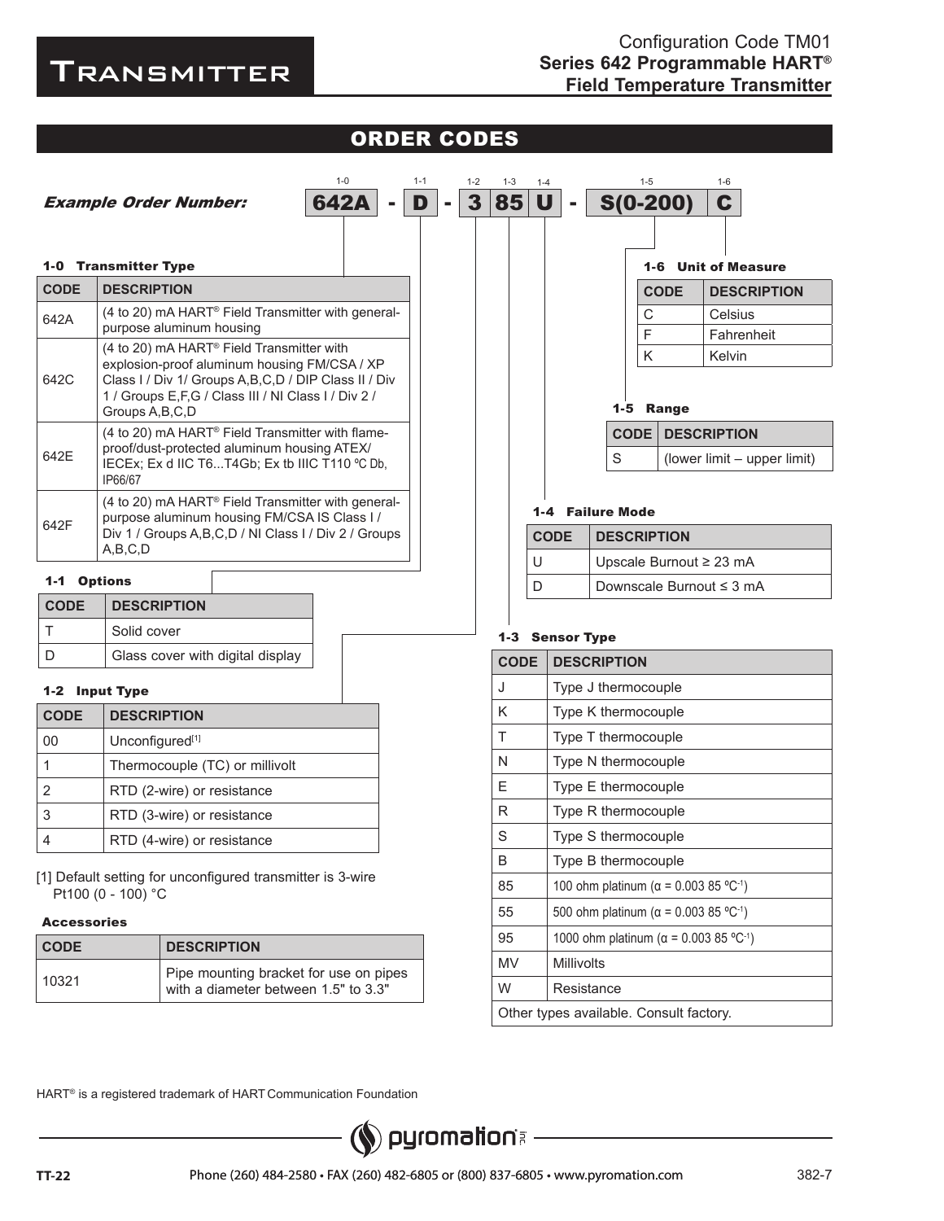# Transmitter

Configuration Code TM01
**Series 642 Programmable HART® Field Temperature Transmitter**

## ORDER CODES

***Example Order Number:***

| 1-0 | | 1-1 | | 1-2 | 1-3 | 1-4 | | 1-5 | 1-6 |
|---|---|---|---|---|---|---|---|---|---|
| 642A | - | D | - | 3 | 85 | U | - | S(0-200) | C |

### 1-0 Transmitter Type

| CODE | DESCRIPTION |
|---|---|
| 642A | (4 to 20) mA HART® Field Transmitter with general-purpose aluminum housing |
| 642C | (4 to 20) mA HART® Field Transmitter with explosion-proof aluminum housing FM/CSA / XP Class I / Div 1/ Groups A,B,C,D / DIP Class II / Div 1 / Groups E,F,G / Class III / NI Class I / Div 2 / Groups A,B,C,D |
| 642E | (4 to 20) mA HART® Field Transmitter with flame-proof/dust-protected aluminum housing ATEX/ IECEx; Ex d IIC T6...T4Gb; Ex tb IIIC T110 ºC Db, IP66/67 |
| 642F | (4 to 20) mA HART® Field Transmitter with general-purpose aluminum housing FM/CSA IS Class I / Div 1 / Groups A,B,C,D / NI Class I / Div 2 / Groups A,B,C,D |

### 1-1 Options

| CODE | DESCRIPTION |
|---|---|
| T | Solid cover |
| D | Glass cover with digital display |

### 1-2 Input Type

| CODE | DESCRIPTION |
|---|---|
| 00 | Unconfigured[1] |
| 1 | Thermocouple (TC) or millivolt |
| 2 | RTD (2-wire) or resistance |
| 3 | RTD (3-wire) or resistance |
| 4 | RTD (4-wire) or resistance |

[1] Default setting for unconfigured transmitter is 3-wire Pt100 (0 - 100) °C

### Accessories

| CODE | DESCRIPTION |
|---|---|
| 10321 | Pipe mounting bracket for use on pipes with a diameter between 1.5" to 3.3" |

### 1-6 Unit of Measure

| CODE | DESCRIPTION |
|---|---|
| C | Celsius |
| F | Fahrenheit |
| K | Kelvin |

### 1-5 Range

| CODE | DESCRIPTION |
|---|---|
| S | (lower limit – upper limit) |

### 1-4 Failure Mode

| CODE | DESCRIPTION |
|---|---|
| U | Upscale Burnout ≥ 23 mA |
| D | Downscale Burnout ≤ 3 mA |

### 1-3 Sensor Type

| CODE | DESCRIPTION |
|---|---|
| J | Type J thermocouple |
| K | Type K thermocouple |
| T | Type T thermocouple |
| N | Type N thermocouple |
| E | Type E thermocouple |
| R | Type R thermocouple |
| S | Type S thermocouple |
| B | Type B thermocouple |
| 85 | 100 ohm platinum ($\alpha$ = 0.003 85 ºC$^{-1}$) |
| 55 | 500 ohm platinum ($\alpha$ = 0.003 85 ºC$^{-1}$) |
| 95 | 1000 ohm platinum ($\alpha$ = 0.003 85 ºC$^{-1}$) |
| MV | Millivolts |
| W | Resistance |
| Other types available. Consult factory. | |

HART® is a registered trademark of HART Communication Foundation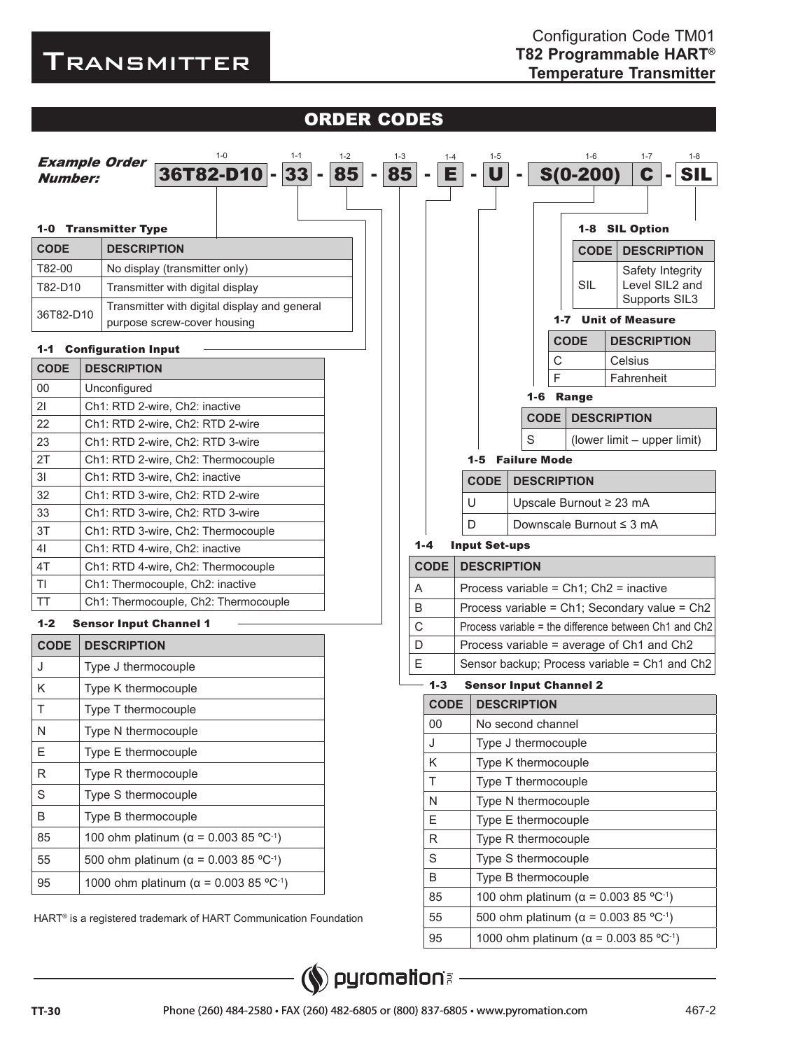# TRANSMITTER

Configuration Code TM01
**T82 Programmable HART® Temperature Transmitter**

## ORDER CODES

***Example Order Number:***

| 1-0 | | 1-1 | | 1-2 | | 1-3 | | 1-4 | | 1-5 | | 1-6 | 1-7 | | 1-8 |
|---|---|---|---|---|---|---|---|---|---|---|---|---|---|---|---|
| 36T82-D10 | - | 33 | - | 85 | - | 85 | - | E | - | U | - | S(0-200) | C | - | SIL |

### 1-0 Transmitter Type

| CODE | DESCRIPTION |
|---|---|
| T82-00 | No display (transmitter only) |
| T82-D10 | Transmitter with digital display |
| 36T82-D10 | Transmitter with digital display and general purpose screw-cover housing |

### 1-1 Configuration Input

| CODE | DESCRIPTION |
|---|---|
| 00 | Unconfigured |
| 2I | Ch1: RTD 2-wire, Ch2: inactive |
| 22 | Ch1: RTD 2-wire, Ch2: RTD 2-wire |
| 23 | Ch1: RTD 2-wire, Ch2: RTD 3-wire |
| 2T | Ch1: RTD 2-wire, Ch2: Thermocouple |
| 3I | Ch1: RTD 3-wire, Ch2: inactive |
| 32 | Ch1: RTD 3-wire, Ch2: RTD 2-wire |
| 33 | Ch1: RTD 3-wire, Ch2: RTD 3-wire |
| 3T | Ch1: RTD 3-wire, Ch2: Thermocouple |
| 4I | Ch1: RTD 4-wire, Ch2: inactive |
| 4T | Ch1: RTD 4-wire, Ch2: Thermocouple |
| TI | Ch1: Thermocouple, Ch2: inactive |
| TT | Ch1: Thermocouple, Ch2: Thermocouple |

### 1-2 Sensor Input Channel 1

| CODE | DESCRIPTION |
|---|---|
| J | Type J thermocouple |
| K | Type K thermocouple |
| T | Type T thermocouple |
| N | Type N thermocouple |
| E | Type E thermocouple |
| R | Type R thermocouple |
| S | Type S thermocouple |
| B | Type B thermocouple |
| 85 | 100 ohm platinum ($\alpha$ = 0.003 85 ºC$^{-1}$) |
| 55 | 500 ohm platinum ($\alpha$ = 0.003 85 ºC$^{-1}$) |
| 95 | 1000 ohm platinum ($\alpha$ = 0.003 85 ºC$^{-1}$) |

### 1-3 Sensor Input Channel 2

| CODE | DESCRIPTION |
|---|---|
| 00 | No second channel |
| J | Type J thermocouple |
| K | Type K thermocouple |
| T | Type T thermocouple |
| N | Type N thermocouple |
| E | Type E thermocouple |
| R | Type R thermocouple |
| S | Type S thermocouple |
| B | Type B thermocouple |
| 85 | 100 ohm platinum ($\alpha$ = 0.003 85 ºC$^{-1}$) |
| 55 | 500 ohm platinum ($\alpha$ = 0.003 85 ºC$^{-1}$) |
| 95 | 1000 ohm platinum ($\alpha$ = 0.003 85 ºC$^{-1}$) |

### 1-4 Input Set-ups

| CODE | DESCRIPTION |
|---|---|
| A | Process variable = Ch1; Ch2 = inactive |
| B | Process variable = Ch1; Secondary value = Ch2 |
| C | Process variable = the difference between Ch1 and Ch2 |
| D | Process variable = average of Ch1 and Ch2 |
| E | Sensor backup; Process variable = Ch1 and Ch2 |

### 1-5 Failure Mode

| CODE | DESCRIPTION |
|---|---|
| U | Upscale Burnout ≥ 23 mA |
| D | Downscale Burnout ≤ 3 mA |

### 1-6 Range

| CODE | DESCRIPTION |
|---|---|
| S | (lower limit – upper limit) |

### 1-7 Unit of Measure

| CODE | DESCRIPTION |
|---|---|
| C | Celsius |
| F | Fahrenheit |

### 1-8 SIL Option

| CODE | DESCRIPTION |
|---|---|
| SIL | Safety Integrity Level SIL2 and Supports SIL3 |

HART® is a registered trademark of HART Communication Foundation